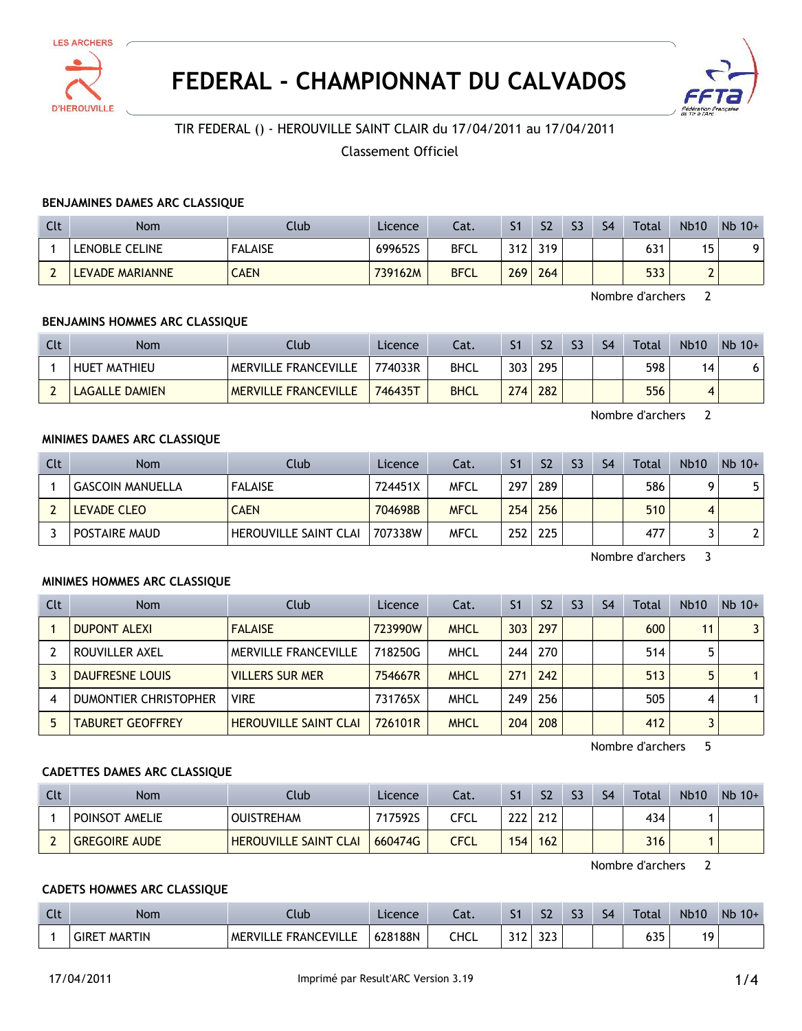# FEDERAL - CHAMPIONNAT DU CALVADOS

TIR FEDERAL () - HEROUVILLE SAINT CLAIR du 17/04/2011 au 17/04/2011

Classement Officiel

### BENJAMINES DAMES ARC CLASSIQUE

| Clt | Nom | Club | Licence | Cat. | S1 | S2 | S3 | S4 | Total | Nb10 | Nb 10+ |
|---|---|---|---|---|---|---|---|---|---|---|---|
| 1 | LENOBLE CELINE | FALAISE | 699652S | BFCL | 312 | 319 | | | 631 | 15 | 9 |
| 2 | LEVADE MARIANNE | CAEN | 739162M | BFCL | 269 | 264 | | | 533 | 2 | |

Nombre d'archers 2

### BENJAMINS HOMMES ARC CLASSIQUE

| Clt | Nom | Club | Licence | Cat. | S1 | S2 | S3 | S4 | Total | Nb10 | Nb 10+ |
|---|---|---|---|---|---|---|---|---|---|---|---|
| 1 | HUET MATHIEU | MERVILLE FRANCEVILLE | 774033R | BHCL | 303 | 295 | | | 598 | 14 | 6 |
| 2 | LAGALLE DAMIEN | MERVILLE FRANCEVILLE | 746435T | BHCL | 274 | 282 | | | 556 | 4 | |

Nombre d'archers 2

### MINIMES DAMES ARC CLASSIQUE

| Clt | Nom | Club | Licence | Cat. | S1 | S2 | S3 | S4 | Total | Nb10 | Nb 10+ |
|---|---|---|---|---|---|---|---|---|---|---|---|
| 1 | GASCOIN MANUELLA | FALAISE | 724451X | MFCL | 297 | 289 | | | 586 | 9 | 5 |
| 2 | LEVADE CLEO | CAEN | 704698B | MFCL | 254 | 256 | | | 510 | 4 | |
| 3 | POSTAIRE MAUD | HEROUVILLE SAINT CLAI | 707338W | MFCL | 252 | 225 | | | 477 | 3 | 2 |

Nombre d'archers 3

### MINIMES HOMMES ARC CLASSIQUE

| Clt | Nom | Club | Licence | Cat. | S1 | S2 | S3 | S4 | Total | Nb10 | Nb 10+ |
|---|---|---|---|---|---|---|---|---|---|---|---|
| 1 | DUPONT ALEXI | FALAISE | 723990W | MHCL | 303 | 297 | | | 600 | 11 | 3 |
| 2 | ROUVILLER AXEL | MERVILLE FRANCEVILLE | 718250G | MHCL | 244 | 270 | | | 514 | 5 | |
| 3 | DAUFRESNE LOUIS | VILLERS SUR MER | 754667R | MHCL | 271 | 242 | | | 513 | 5 | 1 |
| 4 | DUMONTIER CHRISTOPHER | VIRE | 731765X | MHCL | 249 | 256 | | | 505 | 4 | 1 |
| 5 | TABURET GEOFFREY | HEROUVILLE SAINT CLAI | 726101R | MHCL | 204 | 208 | | | 412 | 3 | |

Nombre d'archers 5

### CADETTES DAMES ARC CLASSIQUE

| Clt | Nom | Club | Licence | Cat. | S1 | S2 | S3 | S4 | Total | Nb10 | Nb 10+ |
|---|---|---|---|---|---|---|---|---|---|---|---|
| 1 | POINSOT AMELIE | OUISTREHAM | 717592S | CFCL | 222 | 212 | | | 434 | 1 | |
| 2 | GREGOIRE AUDE | HEROUVILLE SAINT CLAI | 660474G | CFCL | 154 | 162 | | | 316 | 1 | |

Nombre d'archers 2

### CADETS HOMMES ARC CLASSIQUE

| Clt | Nom | Club | Licence | Cat. | S1 | S2 | S3 | S4 | Total | Nb10 | Nb 10+ |
|---|---|---|---|---|---|---|---|---|---|---|---|
| 1 | GIRET MARTIN | MERVILLE FRANCEVILLE | 628188N | CHCL | 312 | 323 | | | 635 | 19 | |

17/04/2011 Imprimé par Result'ARC Version 3.19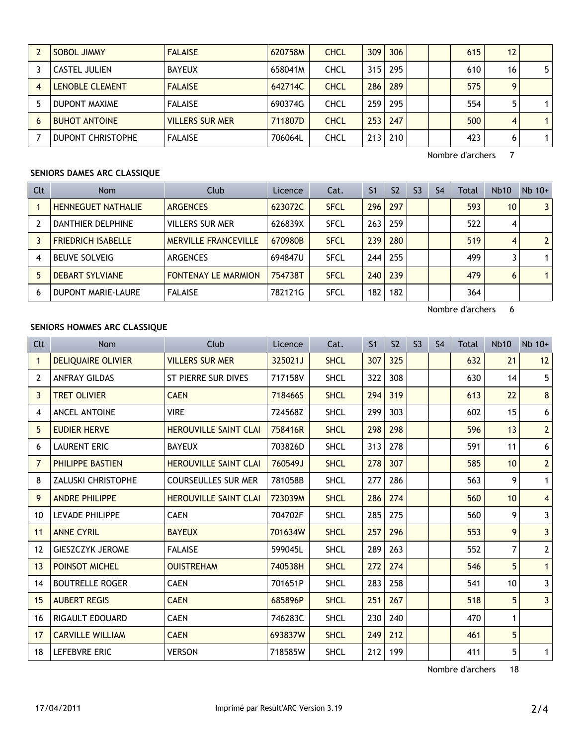| Clt | Nom | Club | Licence | Cat. | S1 | S2 | S3 | S4 | Total | Nb10 | Nb 10+ |
|---|---|---|---|---|---|---|---|---|---|---|---|
| 2 | SOBOL JIMMY | FALAISE | 620758M | CHCL | 309 | 306 | | | 615 | 12 | |
| 3 | CASTEL JULIEN | BAYEUX | 658041M | CHCL | 315 | 295 | | | 610 | 16 | 5 |
| 4 | LENOBLE CLEMENT | FALAISE | 642714C | CHCL | 286 | 289 | | | 575 | 9 | |
| 5 | DUPONT MAXIME | FALAISE | 690374G | CHCL | 259 | 295 | | | 554 | 5 | 1 |
| 6 | BUHOT ANTOINE | VILLERS SUR MER | 711807D | CHCL | 253 | 247 | | | 500 | 4 | 1 |
| 7 | DUPONT CHRISTOPHE | FALAISE | 706064L | CHCL | 213 | 210 | | | 423 | 6 | 1 |

Nombre d'archers 7

**SENIORS DAMES ARC CLASSIQUE**

| Clt | Nom | Club | Licence | Cat. | S1 | S2 | S3 | S4 | Total | Nb10 | Nb 10+ |
|---|---|---|---|---|---|---|---|---|---|---|---|
| 1 | HENNEGUET NATHALIE | ARGENCES | 623072C | SFCL | 296 | 297 | | | 593 | 10 | 3 |
| 2 | DANTHIER DELPHINE | VILLERS SUR MER | 626839X | SFCL | 263 | 259 | | | 522 | 4 | |
| 3 | FRIEDRICH ISABELLE | MERVILLE FRANCEVILLE | 670980B | SFCL | 239 | 280 | | | 519 | 4 | 2 |
| 4 | BEUVE SOLVEIG | ARGENCES | 694847U | SFCL | 244 | 255 | | | 499 | 3 | 1 |
| 5 | DEBART SYLVIANE | FONTENAY LE MARMION | 754738T | SFCL | 240 | 239 | | | 479 | 6 | 1 |
| 6 | DUPONT MARIE-LAURE | FALAISE | 782121G | SFCL | 182 | 182 | | | 364 | | |

Nombre d'archers 6

**SENIORS HOMMES ARC CLASSIQUE**

| Clt | Nom | Club | Licence | Cat. | S1 | S2 | S3 | S4 | Total | Nb10 | Nb 10+ |
|---|---|---|---|---|---|---|---|---|---|---|---|
| 1 | DELIQUAIRE OLIVIER | VILLERS SUR MER | 325021J | SHCL | 307 | 325 | | | 632 | 21 | 12 |
| 2 | ANFRAY GILDAS | ST PIERRE SUR DIVES | 717158V | SHCL | 322 | 308 | | | 630 | 14 | 5 |
| 3 | TRET OLIVIER | CAEN | 718466S | SHCL | 294 | 319 | | | 613 | 22 | 8 |
| 4 | ANCEL ANTOINE | VIRE | 724568Z | SHCL | 299 | 303 | | | 602 | 15 | 6 |
| 5 | EUDIER HERVE | HEROUVILLE SAINT CLAI | 758416R | SHCL | 298 | 298 | | | 596 | 13 | 2 |
| 6 | LAURENT ERIC | BAYEUX | 703826D | SHCL | 313 | 278 | | | 591 | 11 | 6 |
| 7 | PHILIPPE BASTIEN | HEROUVILLE SAINT CLAI | 760549J | SHCL | 278 | 307 | | | 585 | 10 | 2 |
| 8 | ZALUSKI CHRISTOPHE | COURSEULLES SUR MER | 781058B | SHCL | 277 | 286 | | | 563 | 9 | 1 |
| 9 | ANDRE PHILIPPE | HEROUVILLE SAINT CLAI | 723039M | SHCL | 286 | 274 | | | 560 | 10 | 4 |
| 10 | LEVADE PHILIPPE | CAEN | 704702F | SHCL | 285 | 275 | | | 560 | 9 | 3 |
| 11 | ANNE CYRIL | BAYEUX | 701634W | SHCL | 257 | 296 | | | 553 | 9 | 3 |
| 12 | GIESZCZYK JEROME | FALAISE | 599045L | SHCL | 289 | 263 | | | 552 | 7 | 2 |
| 13 | POINSOT MICHEL | OUISTREHAM | 740538H | SHCL | 272 | 274 | | | 546 | 5 | 1 |
| 14 | BOUTRELLE ROGER | CAEN | 701651P | SHCL | 283 | 258 | | | 541 | 10 | 3 |
| 15 | AUBERT REGIS | CAEN | 685896P | SHCL | 251 | 267 | | | 518 | 5 | 3 |
| 16 | RIGAULT EDOUARD | CAEN | 746283C | SHCL | 230 | 240 | | | 470 | 1 | |
| 17 | CARVILLE WILLIAM | CAEN | 693837W | SHCL | 249 | 212 | | | 461 | 5 | |
| 18 | LEFEBVRE ERIC | VERSON | 718585W | SHCL | 212 | 199 | | | 411 | 5 | 1 |

Nombre d'archers 18

17/04/2011 Imprimé par Result'ARC Version 3.19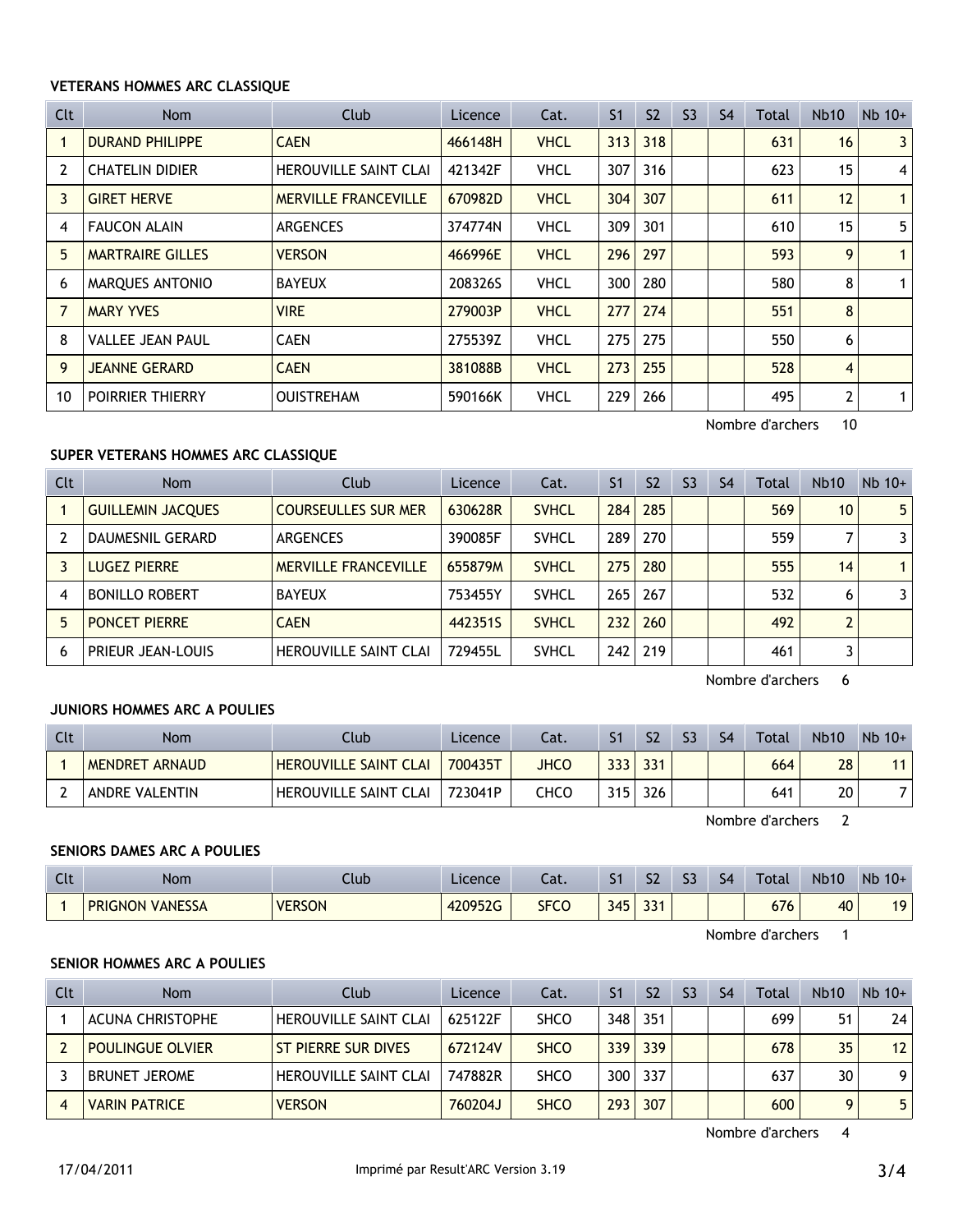### VETERANS HOMMES ARC CLASSIQUE

| Clt | Nom | Club | Licence | Cat. | S1 | S2 | S3 | S4 | Total | Nb10 | Nb 10+ |
|---|---|---|---|---|---|---|---|---|---|---|---|
| 1 | DURAND PHILIPPE | CAEN | 466148H | VHCL | 313 | 318 | | | 631 | 16 | 3 |
| 2 | CHATELIN DIDIER | HEROUVILLE SAINT CLAI | 421342F | VHCL | 307 | 316 | | | 623 | 15 | 4 |
| 3 | GIRET HERVE | MERVILLE FRANCEVILLE | 670982D | VHCL | 304 | 307 | | | 611 | 12 | 1 |
| 4 | FAUCON ALAIN | ARGENCES | 374774N | VHCL | 309 | 301 | | | 610 | 15 | 5 |
| 5 | MARTRAIRE GILLES | VERSON | 466996E | VHCL | 296 | 297 | | | 593 | 9 | 1 |
| 6 | MARQUES ANTONIO | BAYEUX | 208326S | VHCL | 300 | 280 | | | 580 | 8 | 1 |
| 7 | MARY YVES | VIRE | 279003P | VHCL | 277 | 274 | | | 551 | 8 | |
| 8 | VALLEE JEAN PAUL | CAEN | 275539Z | VHCL | 275 | 275 | | | 550 | 6 | |
| 9 | JEANNE GERARD | CAEN | 381088B | VHCL | 273 | 255 | | | 528 | 4 | |
| 10 | POIRRIER THIERRY | OUISTREHAM | 590166K | VHCL | 229 | 266 | | | 495 | 2 | 1 |

Nombre d'archers 10

### SUPER VETERANS HOMMES ARC CLASSIQUE

| Clt | Nom | Club | Licence | Cat. | S1 | S2 | S3 | S4 | Total | Nb10 | Nb 10+ |
|---|---|---|---|---|---|---|---|---|---|---|---|
| 1 | GUILLEMIN JACQUES | COURSEULLES SUR MER | 630628R | SVHCL | 284 | 285 | | | 569 | 10 | 5 |
| 2 | DAUMESNIL GERARD | ARGENCES | 390085F | SVHCL | 289 | 270 | | | 559 | 7 | 3 |
| 3 | LUGEZ PIERRE | MERVILLE FRANCEVILLE | 655879M | SVHCL | 275 | 280 | | | 555 | 14 | 1 |
| 4 | BONILLO ROBERT | BAYEUX | 753455Y | SVHCL | 265 | 267 | | | 532 | 6 | 3 |
| 5 | PONCET PIERRE | CAEN | 442351S | SVHCL | 232 | 260 | | | 492 | 2 | |
| 6 | PRIEUR JEAN-LOUIS | HEROUVILLE SAINT CLAI | 729455L | SVHCL | 242 | 219 | | | 461 | 3 | |

Nombre d'archers 6

### JUNIORS HOMMES ARC A POULIES

| Clt | Nom | Club | Licence | Cat. | S1 | S2 | S3 | S4 | Total | Nb10 | Nb 10+ |
|---|---|---|---|---|---|---|---|---|---|---|---|
| 1 | MENDRET ARNAUD | HEROUVILLE SAINT CLAI | 700435T | JHCO | 333 | 331 | | | 664 | 28 | 11 |
| 2 | ANDRE VALENTIN | HEROUVILLE SAINT CLAI | 723041P | CHCO | 315 | 326 | | | 641 | 20 | 7 |

Nombre d'archers 2

### SENIORS DAMES ARC A POULIES

| Clt | Nom | Club | Licence | Cat. | S1 | S2 | S3 | S4 | Total | Nb10 | Nb 10+ |
|---|---|---|---|---|---|---|---|---|---|---|---|
| 1 | PRIGNON VANESSA | VERSON | 420952G | SFCO | 345 | 331 | | | 676 | 40 | 19 |

Nombre d'archers 1

### SENIOR HOMMES ARC A POULIES

| Clt | Nom | Club | Licence | Cat. | S1 | S2 | S3 | S4 | Total | Nb10 | Nb 10+ |
|---|---|---|---|---|---|---|---|---|---|---|---|
| 1 | ACUNA CHRISTOPHE | HEROUVILLE SAINT CLAI | 625122F | SHCO | 348 | 351 | | | 699 | 51 | 24 |
| 2 | POULINGUE OLVIER | ST PIERRE SUR DIVES | 672124V | SHCO | 339 | 339 | | | 678 | 35 | 12 |
| 3 | BRUNET JEROME | HEROUVILLE SAINT CLAI | 747882R | SHCO | 300 | 337 | | | 637 | 30 | 9 |
| 4 | VARIN PATRICE | VERSON | 760204J | SHCO | 293 | 307 | | | 600 | 9 | 5 |

Nombre d'archers 4

17/04/2011 Imprimé par Result'ARC Version 3.19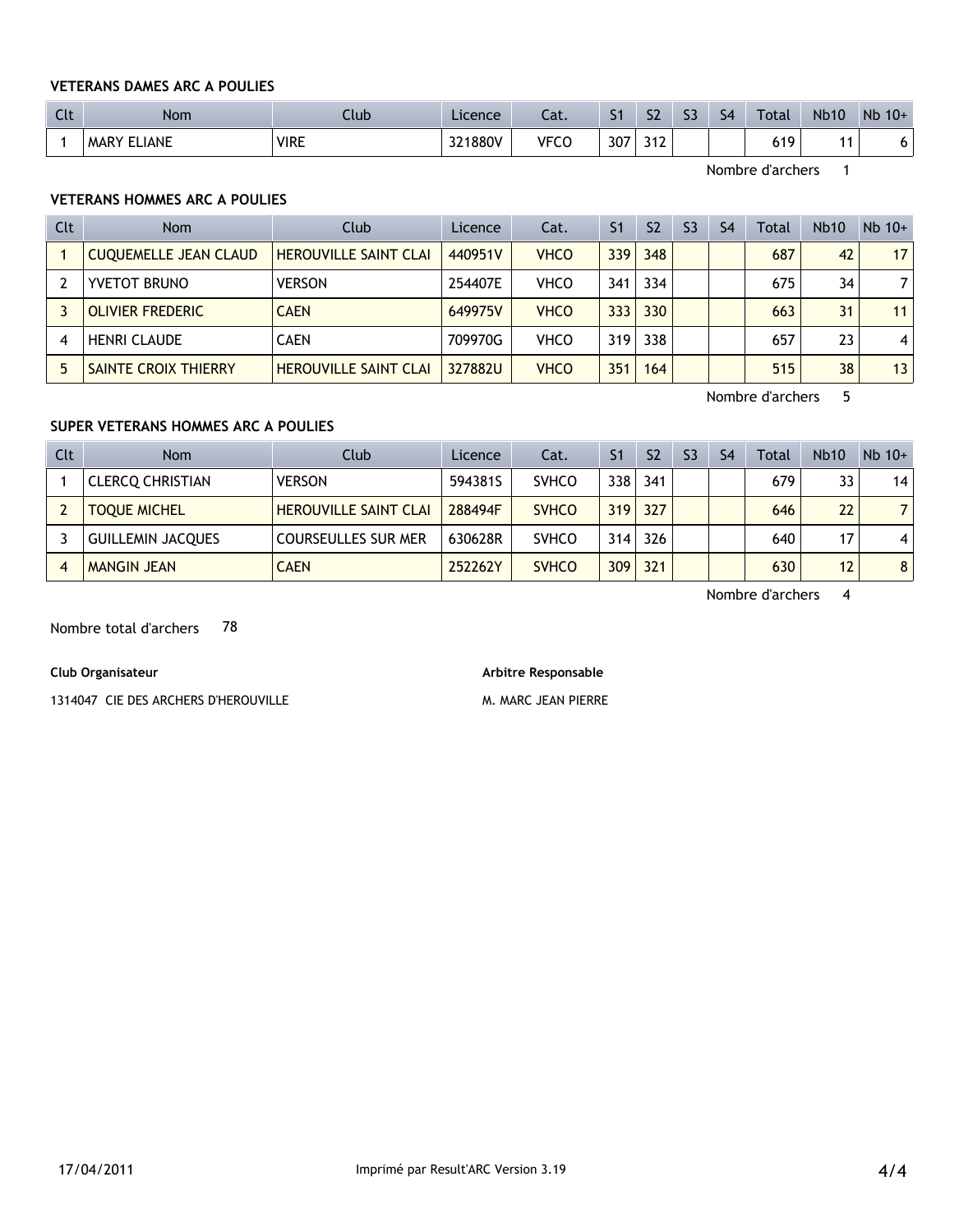### VETERANS DAMES ARC A POULIES

| Clt | Nom | Club | Licence | Cat. | S1 | S2 | S3 | S4 | Total | Nb10 | Nb 10+ |
|---|---|---|---|---|---|---|---|---|---|---|---|
| 1 | MARY ELIANE | VIRE | 321880V | VFCO | 307 | 312 | | | 619 | 11 | 6 |

Nombre d'archers 1

### VETERANS HOMMES ARC A POULIES

| Clt | Nom | Club | Licence | Cat. | S1 | S2 | S3 | S4 | Total | Nb10 | Nb 10+ |
|---|---|---|---|---|---|---|---|---|---|---|---|
| 1 | CUQUEMELLE JEAN CLAUD | HEROUVILLE SAINT CLAI | 440951V | VHCO | 339 | 348 | | | 687 | 42 | 17 |
| 2 | YVETOT BRUNO | VERSON | 254407E | VHCO | 341 | 334 | | | 675 | 34 | 7 |
| 3 | OLIVIER FREDERIC | CAEN | 649975V | VHCO | 333 | 330 | | | 663 | 31 | 11 |
| 4 | HENRI CLAUDE | CAEN | 709970G | VHCO | 319 | 338 | | | 657 | 23 | 4 |
| 5 | SAINTE CROIX THIERRY | HEROUVILLE SAINT CLAI | 327882U | VHCO | 351 | 164 | | | 515 | 38 | 13 |

Nombre d'archers 5

### SUPER VETERANS HOMMES ARC A POULIES

| Clt | Nom | Club | Licence | Cat. | S1 | S2 | S3 | S4 | Total | Nb10 | Nb 10+ |
|---|---|---|---|---|---|---|---|---|---|---|---|
| 1 | CLERCQ CHRISTIAN | VERSON | 594381S | SVHCO | 338 | 341 | | | 679 | 33 | 14 |
| 2 | TOQUE MICHEL | HEROUVILLE SAINT CLAI | 288494F | SVHCO | 319 | 327 | | | 646 | 22 | 7 |
| 3 | GUILLEMIN JACQUES | COURSEULLES SUR MER | 630628R | SVHCO | 314 | 326 | | | 640 | 17 | 4 |
| 4 | MANGIN JEAN | CAEN | 252262Y | SVHCO | 309 | 321 | | | 630 | 12 | 8 |

Nombre d'archers 4

Nombre total d'archers 78

**Club Organisateur**

1314047 CIE DES ARCHERS D'HEROUVILLE

**Arbitre Responsable**

M. MARC JEAN PIERRE

17/04/2011 Imprimé par Result'ARC Version 3.19